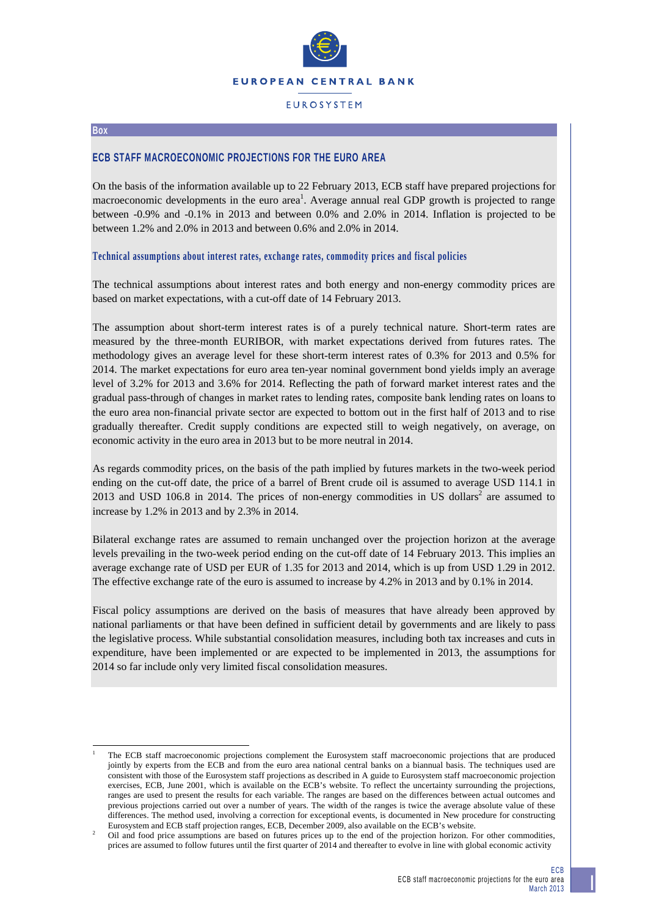Box

## ECB STAFF MACROECONOMIC PROJECTIONS FOR THE EURO AREA

On the basis of the information available up to 22 February 2013, ECB staff have prepared projections for macroeconomic developments in the euro area[1]. Average annual real GDP growth is projected to range between -0.9% and -0.1% in 2013 and between 0.0% and 2.0% in 2014. Inflation is projected to be between 1.2% and 2.0% in 2013 and between 0.6% and 2.0% in 2014.

### Technical assumptions about interest rates, exchange rates, commodity prices and fiscal policies

The technical assumptions about interest rates and both energy and non-energy commodity prices are based on market expectations, with a cut-off date of 14 February 2013.

The assumption about short-term interest rates is of a purely technical nature. Short-term rates are measured by the three-month EURIBOR, with market expectations derived from futures rates. The methodology gives an average level for these short-term interest rates of 0.3% for 2013 and 0.5% for 2014. The market expectations for euro area ten-year nominal government bond yields imply an average level of 3.2% for 2013 and 3.6% for 2014. Reflecting the path of forward market interest rates and the gradual pass-through of changes in market rates to lending rates, composite bank lending rates on loans to the euro area non-financial private sector are expected to bottom out in the first half of 2013 and to rise gradually thereafter. Credit supply conditions are expected still to weigh negatively, on average, on economic activity in the euro area in 2013 but to be more neutral in 2014.

As regards commodity prices, on the basis of the path implied by futures markets in the two-week period ending on the cut-off date, the price of a barrel of Brent crude oil is assumed to average USD 114.1 in 2013 and USD 106.8 in 2014. The prices of non-energy commodities in US dollars[2] are assumed to increase by 1.2% in 2013 and by 2.3% in 2014.

Bilateral exchange rates are assumed to remain unchanged over the projection horizon at the average levels prevailing in the two-week period ending on the cut-off date of 14 February 2013. This implies an average exchange rate of USD per EUR of 1.35 for 2013 and 2014, which is up from USD 1.29 in 2012. The effective exchange rate of the euro is assumed to increase by 4.2% in 2013 and by 0.1% in 2014.

Fiscal policy assumptions are derived on the basis of measures that have already been approved by national parliaments or that have been defined in sufficient detail by governments and are likely to pass the legislative process. While substantial consolidation measures, including both tax increases and cuts in expenditure, have been implemented or are expected to be implemented in 2013, the assumptions for 2014 so far include only very limited fiscal consolidation measures.

---

[1] The ECB staff macroeconomic projections complement the Eurosystem staff macroeconomic projections that are produced jointly by experts from the ECB and from the euro area national central banks on a biannual basis. The techniques used are consistent with those of the Eurosystem staff projections as described in A guide to Eurosystem staff macroeconomic projection exercises, ECB, June 2001, which is available on the ECB's website. To reflect the uncertainty surrounding the projections, ranges are used to present the results for each variable. The ranges are based on the differences between actual outcomes and previous projections carried out over a number of years. The width of the ranges is twice the average absolute value of these differences. The method used, involving a correction for exceptional events, is documented in New procedure for constructing Eurosystem and ECB staff projection ranges, ECB, December 2009, also available on the ECB's website.

[2] Oil and food price assumptions are based on futures prices up to the end of the projection horizon. For other commodities, prices are assumed to follow futures until the first quarter of 2014 and thereafter to evolve in line with global economic activity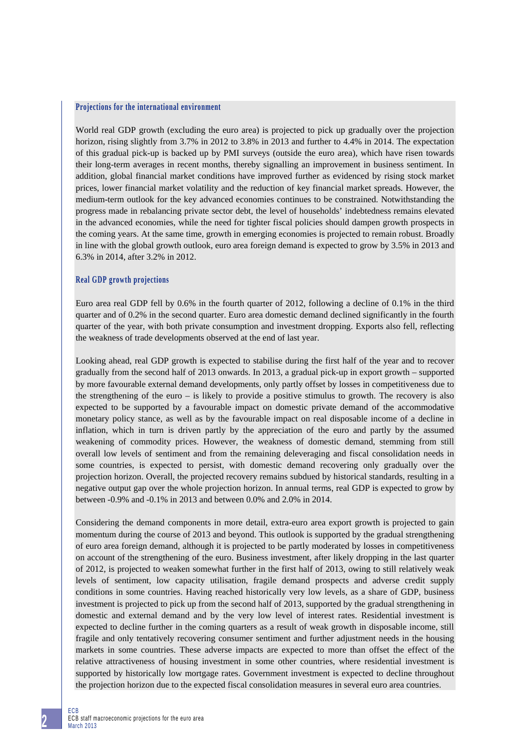### Projections for the international environment

World real GDP growth (excluding the euro area) is projected to pick up gradually over the projection horizon, rising slightly from 3.7% in 2012 to 3.8% in 2013 and further to 4.4% in 2014. The expectation of this gradual pick-up is backed up by PMI surveys (outside the euro area), which have risen towards their long-term averages in recent months, thereby signalling an improvement in business sentiment. In addition, global financial market conditions have improved further as evidenced by rising stock market prices, lower financial market volatility and the reduction of key financial market spreads. However, the medium-term outlook for the key advanced economies continues to be constrained. Notwithstanding the progress made in rebalancing private sector debt, the level of households' indebtedness remains elevated in the advanced economies, while the need for tighter fiscal policies should dampen growth prospects in the coming years. At the same time, growth in emerging economies is projected to remain robust. Broadly in line with the global growth outlook, euro area foreign demand is expected to grow by 3.5% in 2013 and 6.3% in 2014, after 3.2% in 2012.

### Real GDP growth projections

Euro area real GDP fell by 0.6% in the fourth quarter of 2012, following a decline of 0.1% in the third quarter and of 0.2% in the second quarter. Euro area domestic demand declined significantly in the fourth quarter of the year, with both private consumption and investment dropping. Exports also fell, reflecting the weakness of trade developments observed at the end of last year.

Looking ahead, real GDP growth is expected to stabilise during the first half of the year and to recover gradually from the second half of 2013 onwards. In 2013, a gradual pick-up in export growth – supported by more favourable external demand developments, only partly offset by losses in competitiveness due to the strengthening of the euro – is likely to provide a positive stimulus to growth. The recovery is also expected to be supported by a favourable impact on domestic private demand of the accommodative monetary policy stance, as well as by the favourable impact on real disposable income of a decline in inflation, which in turn is driven partly by the appreciation of the euro and partly by the assumed weakening of commodity prices. However, the weakness of domestic demand, stemming from still overall low levels of sentiment and from the remaining deleveraging and fiscal consolidation needs in some countries, is expected to persist, with domestic demand recovering only gradually over the projection horizon. Overall, the projected recovery remains subdued by historical standards, resulting in a negative output gap over the whole projection horizon. In annual terms, real GDP is expected to grow by between -0.9% and -0.1% in 2013 and between 0.0% and 2.0% in 2014.

Considering the demand components in more detail, extra-euro area export growth is projected to gain momentum during the course of 2013 and beyond. This outlook is supported by the gradual strengthening of euro area foreign demand, although it is projected to be partly moderated by losses in competitiveness on account of the strengthening of the euro. Business investment, after likely dropping in the last quarter of 2012, is projected to weaken somewhat further in the first half of 2013, owing to still relatively weak levels of sentiment, low capacity utilisation, fragile demand prospects and adverse credit supply conditions in some countries. Having reached historically very low levels, as a share of GDP, business investment is projected to pick up from the second half of 2013, supported by the gradual strengthening in domestic and external demand and by the very low level of interest rates. Residential investment is expected to decline further in the coming quarters as a result of weak growth in disposable income, still fragile and only tentatively recovering consumer sentiment and further adjustment needs in the housing markets in some countries. These adverse impacts are expected to more than offset the effect of the relative attractiveness of housing investment in some other countries, where residential investment is supported by historically low mortgage rates. Government investment is expected to decline throughout the projection horizon due to the expected fiscal consolidation measures in several euro area countries.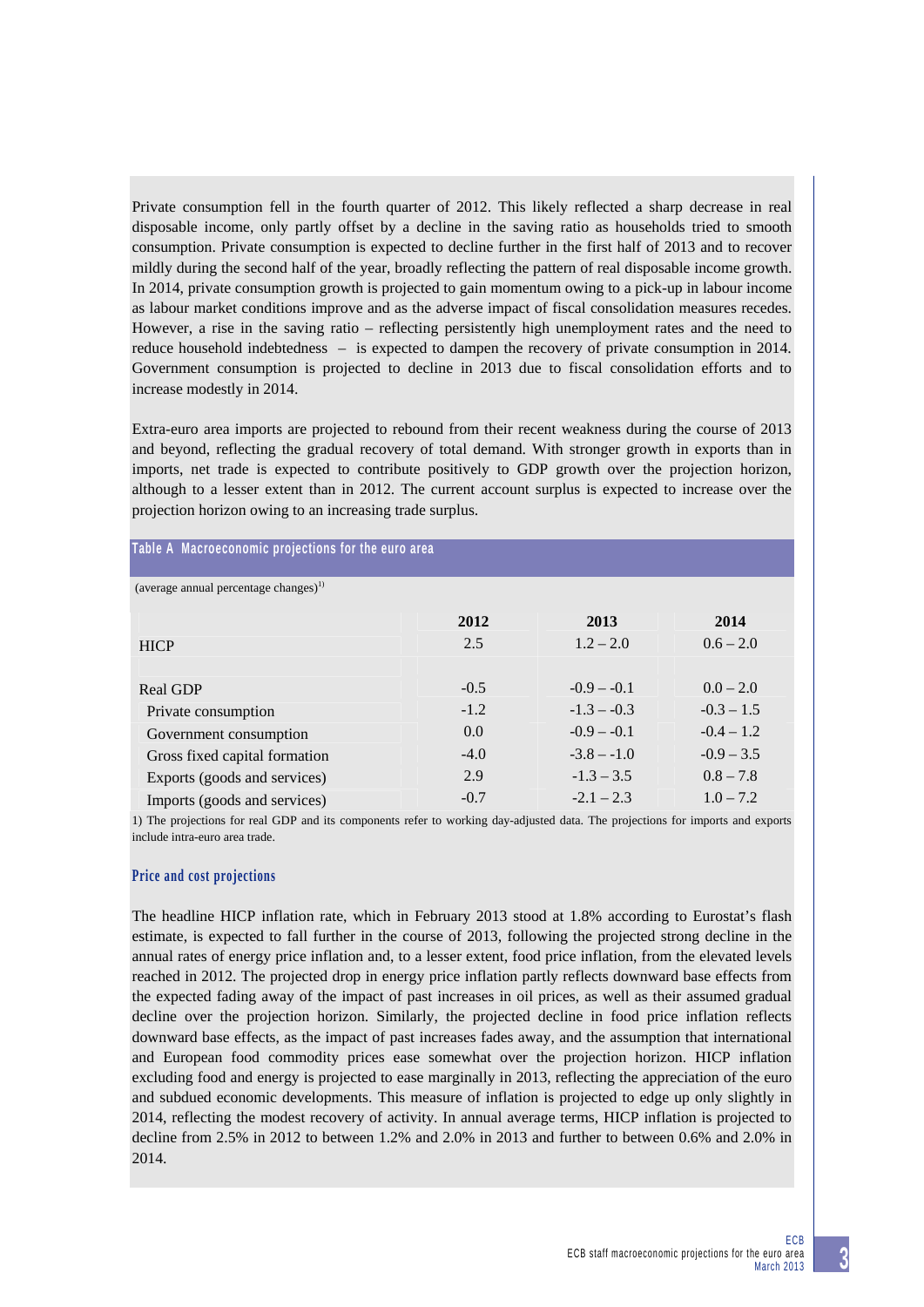Private consumption fell in the fourth quarter of 2012. This likely reflected a sharp decrease in real disposable income, only partly offset by a decline in the saving ratio as households tried to smooth consumption. Private consumption is expected to decline further in the first half of 2013 and to recover mildly during the second half of the year, broadly reflecting the pattern of real disposable income growth. In 2014, private consumption growth is projected to gain momentum owing to a pick-up in labour income as labour market conditions improve and as the adverse impact of fiscal consolidation measures recedes. However, a rise in the saving ratio – reflecting persistently high unemployment rates and the need to reduce household indebtedness – is expected to dampen the recovery of private consumption in 2014. Government consumption is projected to decline in 2013 due to fiscal consolidation efforts and to increase modestly in 2014.

Extra-euro area imports are projected to rebound from their recent weakness during the course of 2013 and beyond, reflecting the gradual recovery of total demand. With stronger growth in exports than in imports, net trade is expected to contribute positively to GDP growth over the projection horizon, although to a lesser extent than in 2012. The current account surplus is expected to increase over the projection horizon owing to an increasing trade surplus.

**Table A Macroeconomic projections for the euro area**

(average annual percentage changes)[1]

| | 2012 | 2013 | 2014 |
|---|---|---|---|
| HICP | 2.5 | 1.2 – 2.0 | 0.6 – 2.0 |
| | | | |
| Real GDP | -0.5 | -0.9 – -0.1 | 0.0 – 2.0 |
| Private consumption | -1.2 | -1.3 – -0.3 | -0.3 – 1.5 |
| Government consumption | 0.0 | -0.9 – -0.1 | -0.4 – 1.2 |
| Gross fixed capital formation | -4.0 | -3.8 – -1.0 | -0.9 – 3.5 |
| Exports (goods and services) | 2.9 | -1.3 – 3.5 | 0.8 – 7.8 |
| Imports (goods and services) | -0.7 | -2.1 – 2.3 | 1.0 – 7.2 |

1) The projections for real GDP and its components refer to working day-adjusted data. The projections for imports and exports include intra-euro area trade.

### Price and cost projections

The headline HICP inflation rate, which in February 2013 stood at 1.8% according to Eurostat's flash estimate, is expected to fall further in the course of 2013, following the projected strong decline in the annual rates of energy price inflation and, to a lesser extent, food price inflation, from the elevated levels reached in 2012. The projected drop in energy price inflation partly reflects downward base effects from the expected fading away of the impact of past increases in oil prices, as well as their assumed gradual decline over the projection horizon. Similarly, the projected decline in food price inflation reflects downward base effects, as the impact of past increases fades away, and the assumption that international and European food commodity prices ease somewhat over the projection horizon. HICP inflation excluding food and energy is projected to ease marginally in 2013, reflecting the appreciation of the euro and subdued economic developments. This measure of inflation is projected to edge up only slightly in 2014, reflecting the modest recovery of activity. In annual average terms, HICP inflation is projected to decline from 2.5% in 2012 to between 1.2% and 2.0% in 2013 and further to between 0.6% and 2.0% in 2014.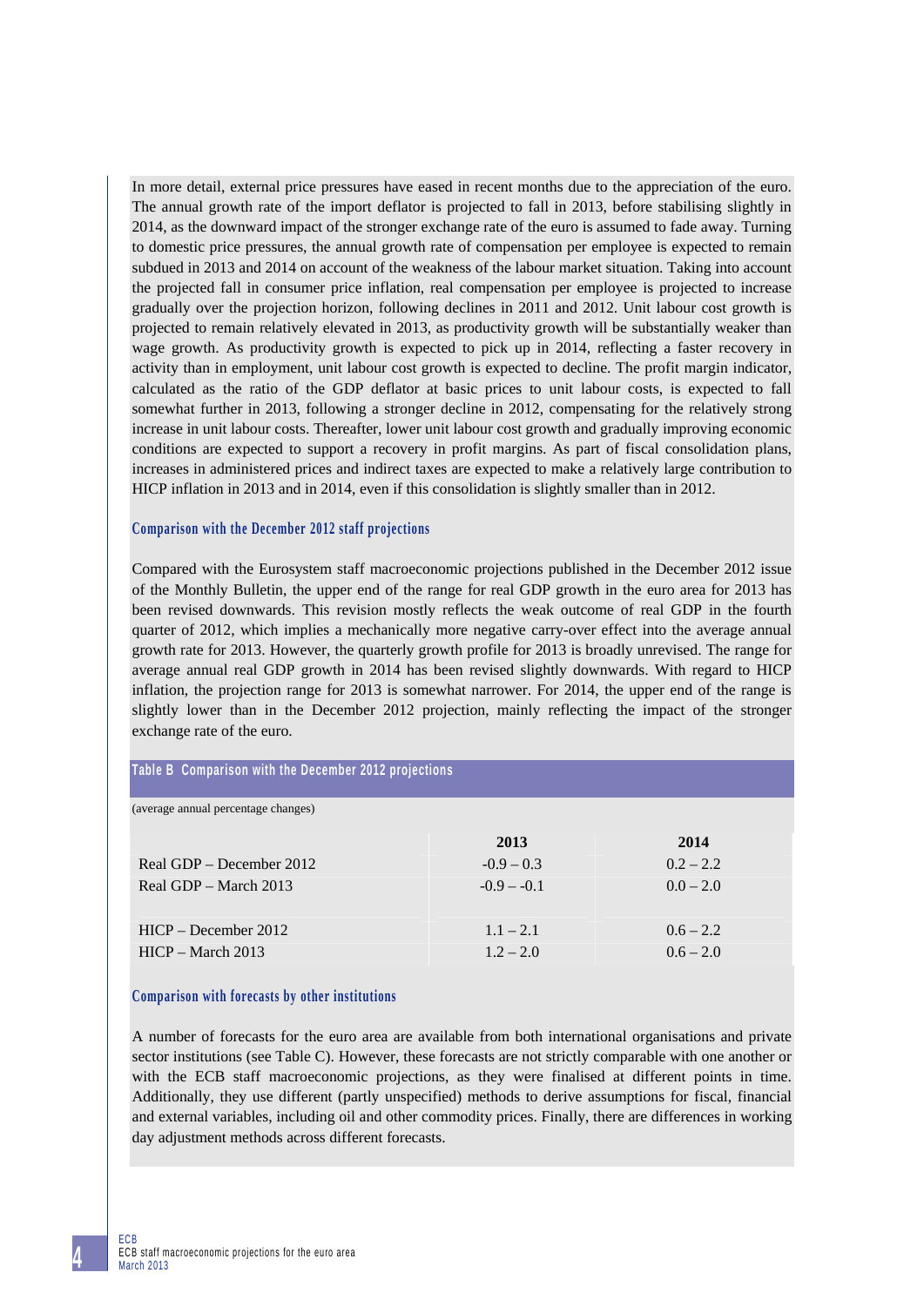In more detail, external price pressures have eased in recent months due to the appreciation of the euro. The annual growth rate of the import deflator is projected to fall in 2013, before stabilising slightly in 2014, as the downward impact of the stronger exchange rate of the euro is assumed to fade away. Turning to domestic price pressures, the annual growth rate of compensation per employee is expected to remain subdued in 2013 and 2014 on account of the weakness of the labour market situation. Taking into account the projected fall in consumer price inflation, real compensation per employee is projected to increase gradually over the projection horizon, following declines in 2011 and 2012. Unit labour cost growth is projected to remain relatively elevated in 2013, as productivity growth will be substantially weaker than wage growth. As productivity growth is expected to pick up in 2014, reflecting a faster recovery in activity than in employment, unit labour cost growth is expected to decline. The profit margin indicator, calculated as the ratio of the GDP deflator at basic prices to unit labour costs, is expected to fall somewhat further in 2013, following a stronger decline in 2012, compensating for the relatively strong increase in unit labour costs. Thereafter, lower unit labour cost growth and gradually improving economic conditions are expected to support a recovery in profit margins. As part of fiscal consolidation plans, increases in administered prices and indirect taxes are expected to make a relatively large contribution to HICP inflation in 2013 and in 2014, even if this consolidation is slightly smaller than in 2012.

### Comparison with the December 2012 staff projections

Compared with the Eurosystem staff macroeconomic projections published in the December 2012 issue of the Monthly Bulletin, the upper end of the range for real GDP growth in the euro area for 2013 has been revised downwards. This revision mostly reflects the weak outcome of real GDP in the fourth quarter of 2012, which implies a mechanically more negative carry-over effect into the average annual growth rate for 2013. However, the quarterly growth profile for 2013 is broadly unrevised. The range for average annual real GDP growth in 2014 has been revised slightly downwards. With regard to HICP inflation, the projection range for 2013 is somewhat narrower. For 2014, the upper end of the range is slightly lower than in the December 2012 projection, mainly reflecting the impact of the stronger exchange rate of the euro.

**Table B Comparison with the December 2012 projections**

(average annual percentage changes)

| | 2013 | 2014 |
|---|---|---|
| Real GDP – December 2012 | -0.9 – 0.3 | 0.2 – 2.2 |
| Real GDP – March 2013 | -0.9 – -0.1 | 0.0 – 2.0 |
| HICP – December 2012 | 1.1 – 2.1 | 0.6 – 2.2 |
| HICP – March 2013 | 1.2 – 2.0 | 0.6 – 2.0 |

### Comparison with forecasts by other institutions

A number of forecasts for the euro area are available from both international organisations and private sector institutions (see Table C). However, these forecasts are not strictly comparable with one another or with the ECB staff macroeconomic projections, as they were finalised at different points in time. Additionally, they use different (partly unspecified) methods to derive assumptions for fiscal, financial and external variables, including oil and other commodity prices. Finally, there are differences in working day adjustment methods across different forecasts.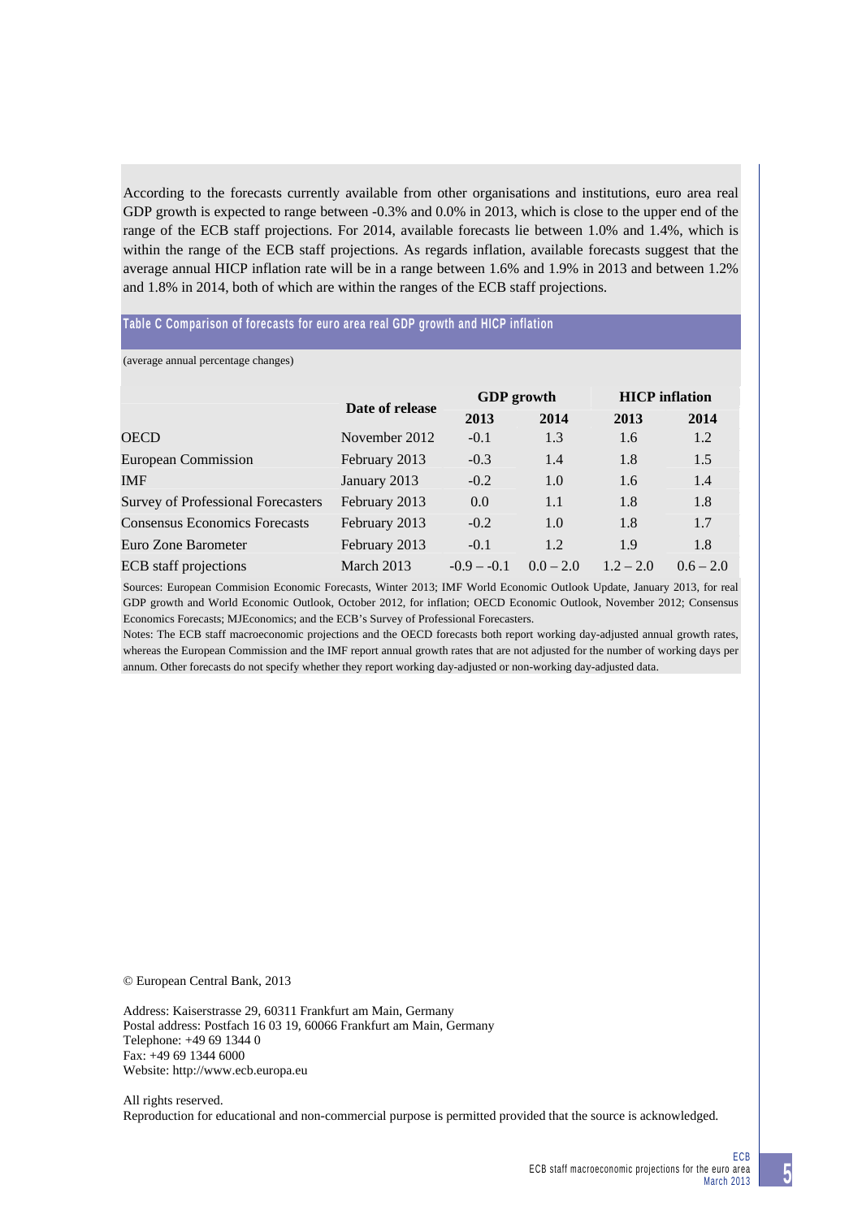According to the forecasts currently available from other organisations and institutions, euro area real GDP growth is expected to range between -0.3% and 0.0% in 2013, which is close to the upper end of the range of the ECB staff projections. For 2014, available forecasts lie between 1.0% and 1.4%, which is within the range of the ECB staff projections. As regards inflation, available forecasts suggest that the average annual HICP inflation rate will be in a range between 1.6% and 1.9% in 2013 and between 1.2% and 1.8% in 2014, both of which are within the ranges of the ECB staff projections.

**Table C Comparison of forecasts for euro area real GDP growth and HICP inflation**

(average annual percentage changes)

| | Date of release | GDP growth | | HICP inflation | |
|---|---|---|---|---|---|
| | | 2013 | 2014 | 2013 | 2014 |
| OECD | November 2012 | -0.1 | 1.3 | 1.6 | 1.2 |
| European Commission | February 2013 | -0.3 | 1.4 | 1.8 | 1.5 |
| IMF | January 2013 | -0.2 | 1.0 | 1.6 | 1.4 |
| Survey of Professional Forecasters | February 2013 | 0.0 | 1.1 | 1.8 | 1.8 |
| Consensus Economics Forecasts | February 2013 | -0.2 | 1.0 | 1.8 | 1.7 |
| Euro Zone Barometer | February 2013 | -0.1 | 1.2 | 1.9 | 1.8 |
| ECB staff projections | March 2013 | -0.9 – -0.1 | 0.0 – 2.0 | 1.2 – 2.0 | 0.6 – 2.0 |

Sources: European Commision Economic Forecasts, Winter 2013; IMF World Economic Outlook Update, January 2013, for real GDP growth and World Economic Outlook, October 2012, for inflation; OECD Economic Outlook, November 2012; Consensus Economics Forecasts; MJEconomics; and the ECB's Survey of Professional Forecasters.
Notes: The ECB staff macroeconomic projections and the OECD forecasts both report working day-adjusted annual growth rates, whereas the European Commission and the IMF report annual growth rates that are not adjusted for the number of working days per annum. Other forecasts do not specify whether they report working day-adjusted or non-working day-adjusted data.

© European Central Bank, 2013

Address: Kaiserstrasse 29, 60311 Frankfurt am Main, Germany
Postal address: Postfach 16 03 19, 60066 Frankfurt am Main, Germany
Telephone: +49 69 1344 0
Fax: +49 69 1344 6000
Website: http://www.ecb.europa.eu

All rights reserved.
Reproduction for educational and non-commercial purpose is permitted provided that the source is acknowledged.